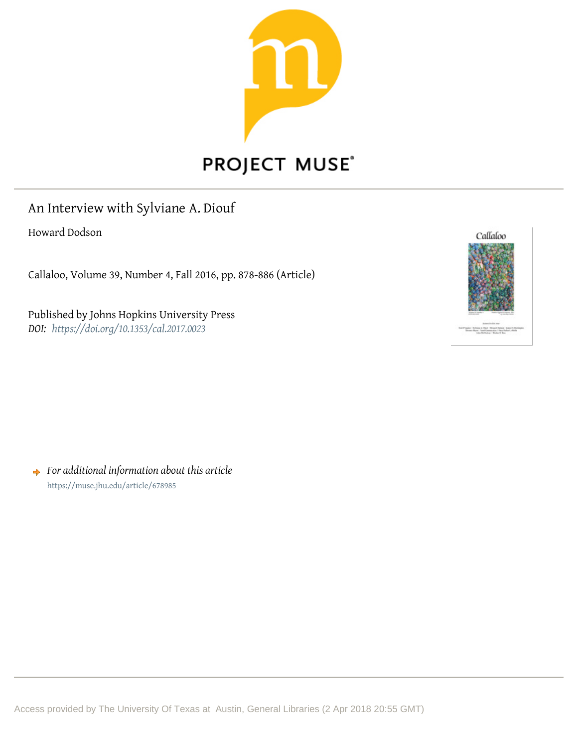PROJECT MUSE®

# An Interview with Sylviane A. Diouf

Howard Dodson

Callaloo, Volume 39, Number 4, Fall 2016, pp. 878-886 (Article)

Published by Johns Hopkins University Press

*DOI:* *https://doi.org/10.1353/cal.2017.0023*

➡ *For additional information about this article*

https://muse.jhu.edu/article/678985

Access provided by The University Of Texas at Austin, General Libraries (2 Apr 2018 20:55 GMT)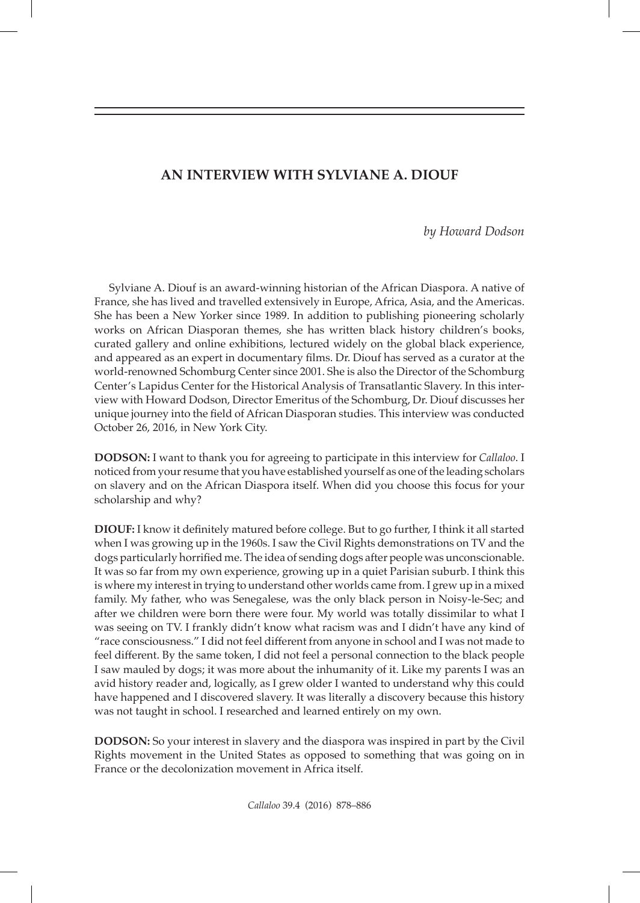## AN INTERVIEW WITH SYLVIANE A. DIOUF

*by Howard Dodson*

Sylviane A. Diouf is an award-winning historian of the African Diaspora. A native of France, she has lived and travelled extensively in Europe, Africa, Asia, and the Americas. She has been a New Yorker since 1989. In addition to publishing pioneering scholarly works on African Diasporan themes, she has written black history children's books, curated gallery and online exhibitions, lectured widely on the global black experience, and appeared as an expert in documentary films. Dr. Diouf has served as a curator at the world-renowned Schomburg Center since 2001. She is also the Director of the Schomburg Center's Lapidus Center for the Historical Analysis of Transatlantic Slavery. In this interview with Howard Dodson, Director Emeritus of the Schomburg, Dr. Diouf discusses her unique journey into the field of African Diasporan studies. This interview was conducted October 26, 2016, in New York City.

**DODSON:** I want to thank you for agreeing to participate in this interview for *Callaloo*. I noticed from your resume that you have established yourself as one of the leading scholars on slavery and on the African Diaspora itself. When did you choose this focus for your scholarship and why?

**DIOUF:** I know it definitely matured before college. But to go further, I think it all started when I was growing up in the 1960s. I saw the Civil Rights demonstrations on TV and the dogs particularly horrified me. The idea of sending dogs after people was unconscionable. It was so far from my own experience, growing up in a quiet Parisian suburb. I think this is where my interest in trying to understand other worlds came from. I grew up in a mixed family. My father, who was Senegalese, was the only black person in Noisy-le-Sec; and after we children were born there were four. My world was totally dissimilar to what I was seeing on TV. I frankly didn't know what racism was and I didn't have any kind of "race consciousness." I did not feel different from anyone in school and I was not made to feel different. By the same token, I did not feel a personal connection to the black people I saw mauled by dogs; it was more about the inhumanity of it. Like my parents I was an avid history reader and, logically, as I grew older I wanted to understand why this could have happened and I discovered slavery. It was literally a discovery because this history was not taught in school. I researched and learned entirely on my own.

**DODSON:** So your interest in slavery and the diaspora was inspired in part by the Civil Rights movement in the United States as opposed to something that was going on in France or the decolonization movement in Africa itself.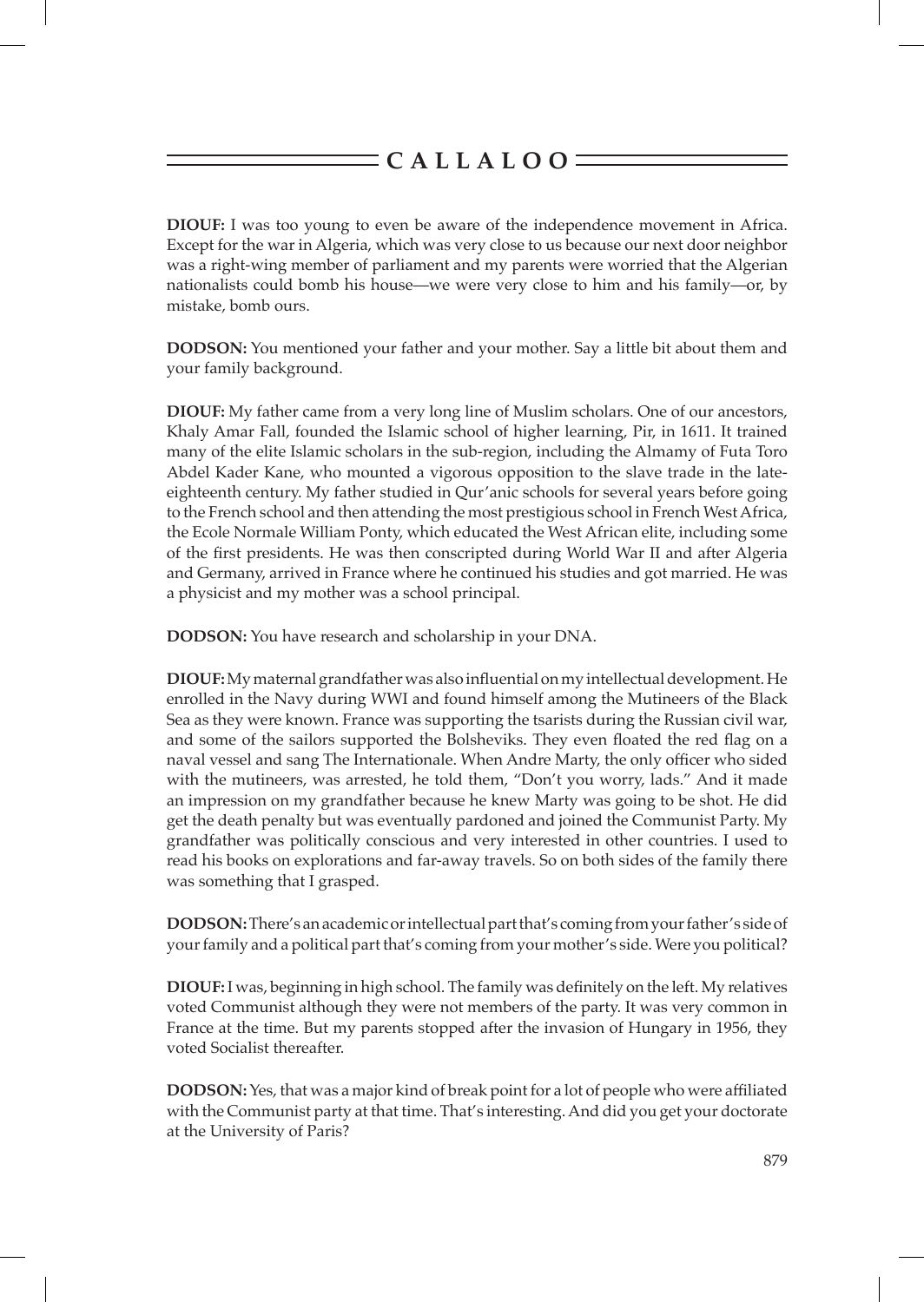**DIOUF:** I was too young to even be aware of the independence movement in Africa. Except for the war in Algeria, which was very close to us because our next door neighbor was a right-wing member of parliament and my parents were worried that the Algerian nationalists could bomb his house—we were very close to him and his family—or, by mistake, bomb ours.

**DODSON:** You mentioned your father and your mother. Say a little bit about them and your family background.

**DIOUF:** My father came from a very long line of Muslim scholars. One of our ancestors, Khaly Amar Fall, founded the Islamic school of higher learning, Pir, in 1611. It trained many of the elite Islamic scholars in the sub-region, including the Almamy of Futa Toro Abdel Kader Kane, who mounted a vigorous opposition to the slave trade in the late-eighteenth century. My father studied in Qur'anic schools for several years before going to the French school and then attending the most prestigious school in French West Africa, the Ecole Normale William Ponty, which educated the West African elite, including some of the first presidents. He was then conscripted during World War II and after Algeria and Germany, arrived in France where he continued his studies and got married. He was a physicist and my mother was a school principal.

**DODSON:** You have research and scholarship in your DNA.

**DIOUF:** My maternal grandfather was also influential on my intellectual development. He enrolled in the Navy during WWI and found himself among the Mutineers of the Black Sea as they were known. France was supporting the tsarists during the Russian civil war, and some of the sailors supported the Bolsheviks. They even floated the red flag on a naval vessel and sang The Internationale. When Andre Marty, the only officer who sided with the mutineers, was arrested, he told them, "Don't you worry, lads." And it made an impression on my grandfather because he knew Marty was going to be shot. He did get the death penalty but was eventually pardoned and joined the Communist Party. My grandfather was politically conscious and very interested in other countries. I used to read his books on explorations and far-away travels. So on both sides of the family there was something that I grasped.

**DODSON:** There's an academic or intellectual part that's coming from your father's side of your family and a political part that's coming from your mother's side. Were you political?

**DIOUF:** I was, beginning in high school. The family was definitely on the left. My relatives voted Communist although they were not members of the party. It was very common in France at the time. But my parents stopped after the invasion of Hungary in 1956, they voted Socialist thereafter.

**DODSON:** Yes, that was a major kind of break point for a lot of people who were affiliated with the Communist party at that time. That's interesting. And did you get your doctorate at the University of Paris?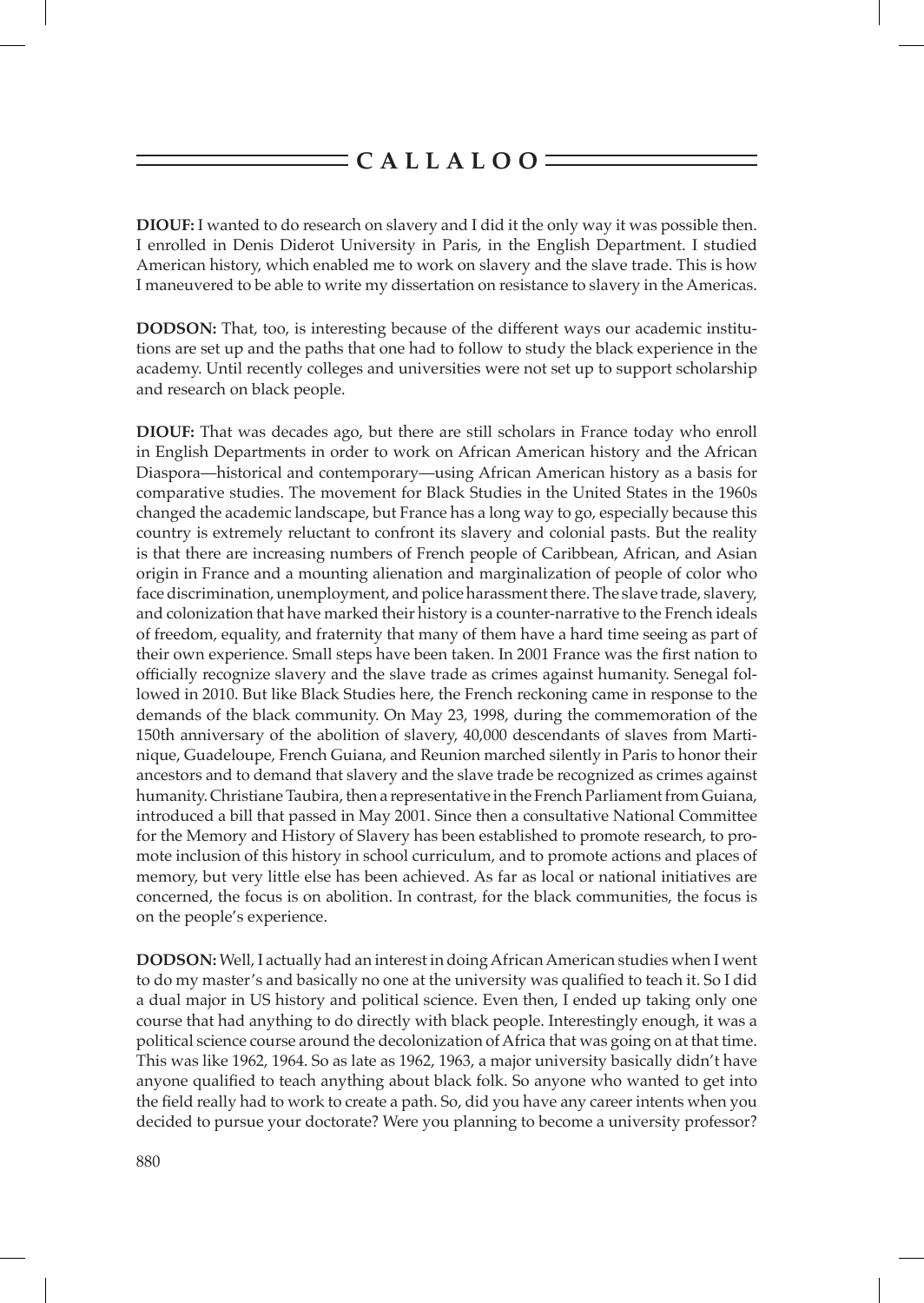**DIOUF:** I wanted to do research on slavery and I did it the only way it was possible then. I enrolled in Denis Diderot University in Paris, in the English Department. I studied American history, which enabled me to work on slavery and the slave trade. This is how I maneuvered to be able to write my dissertation on resistance to slavery in the Americas.

**DODSON:** That, too, is interesting because of the different ways our academic institutions are set up and the paths that one had to follow to study the black experience in the academy. Until recently colleges and universities were not set up to support scholarship and research on black people.

**DIOUF:** That was decades ago, but there are still scholars in France today who enroll in English Departments in order to work on African American history and the African Diaspora—historical and contemporary—using African American history as a basis for comparative studies. The movement for Black Studies in the United States in the 1960s changed the academic landscape, but France has a long way to go, especially because this country is extremely reluctant to confront its slavery and colonial pasts. But the reality is that there are increasing numbers of French people of Caribbean, African, and Asian origin in France and a mounting alienation and marginalization of people of color who face discrimination, unemployment, and police harassment there. The slave trade, slavery, and colonization that have marked their history is a counter-narrative to the French ideals of freedom, equality, and fraternity that many of them have a hard time seeing as part of their own experience. Small steps have been taken. In 2001 France was the first nation to officially recognize slavery and the slave trade as crimes against humanity. Senegal followed in 2010. But like Black Studies here, the French reckoning came in response to the demands of the black community. On May 23, 1998, during the commemoration of the 150th anniversary of the abolition of slavery, 40,000 descendants of slaves from Martinique, Guadeloupe, French Guiana, and Reunion marched silently in Paris to honor their ancestors and to demand that slavery and the slave trade be recognized as crimes against humanity. Christiane Taubira, then a representative in the French Parliament from Guiana, introduced a bill that passed in May 2001. Since then a consultative National Committee for the Memory and History of Slavery has been established to promote research, to promote inclusion of this history in school curriculum, and to promote actions and places of memory, but very little else has been achieved. As far as local or national initiatives are concerned, the focus is on abolition. In contrast, for the black communities, the focus is on the people's experience.

**DODSON:** Well, I actually had an interest in doing African American studies when I went to do my master's and basically no one at the university was qualified to teach it. So I did a dual major in US history and political science. Even then, I ended up taking only one course that had anything to do directly with black people. Interestingly enough, it was a political science course around the decolonization of Africa that was going on at that time. This was like 1962, 1964. So as late as 1962, 1963, a major university basically didn't have anyone qualified to teach anything about black folk. So anyone who wanted to get into the field really had to work to create a path. So, did you have any career intents when you decided to pursue your doctorate? Were you planning to become a university professor?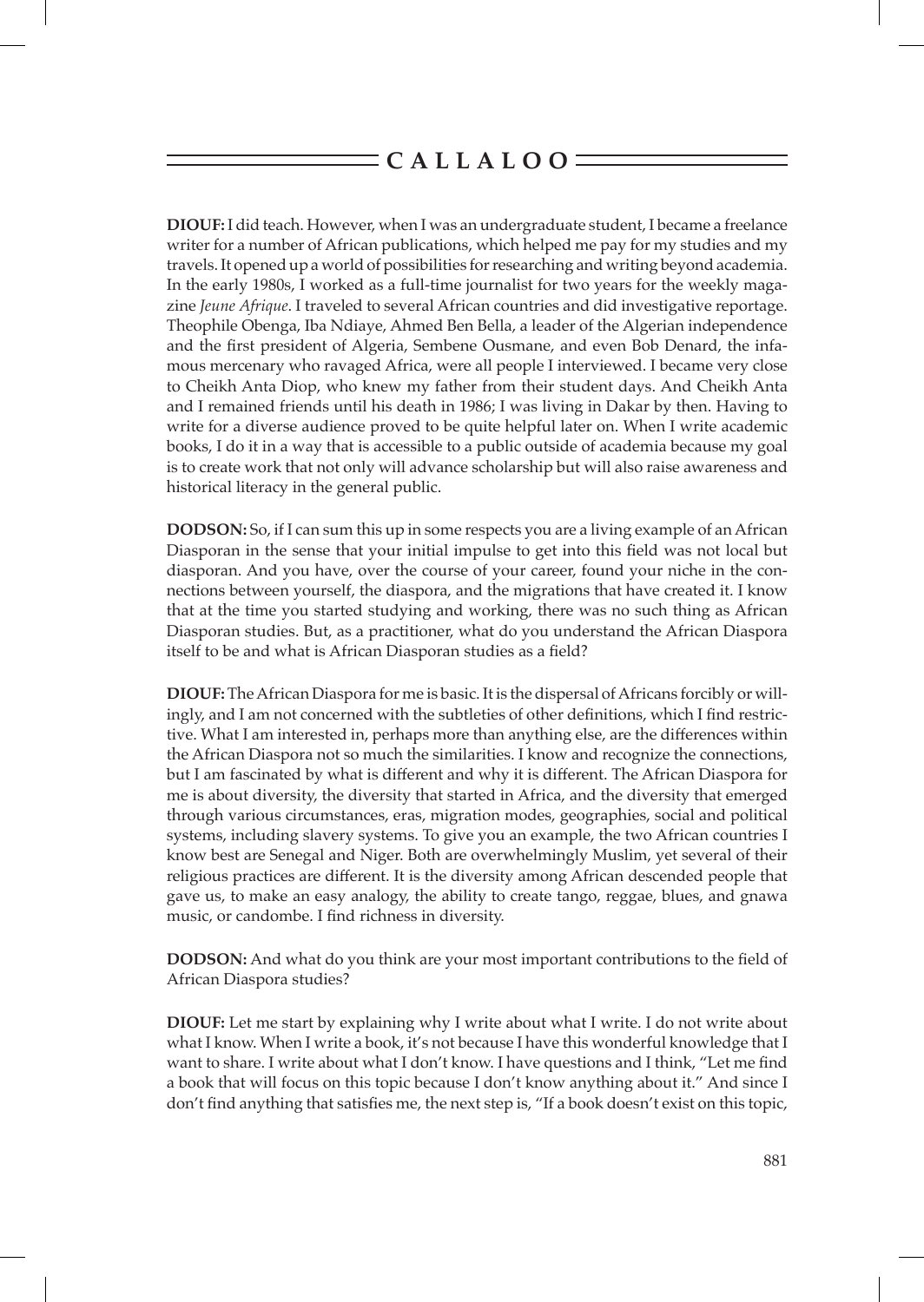**DIOUF:** I did teach. However, when I was an undergraduate student, I became a freelance writer for a number of African publications, which helped me pay for my studies and my travels. It opened up a world of possibilities for researching and writing beyond academia. In the early 1980s, I worked as a full-time journalist for two years for the weekly magazine *Jeune Afrique*. I traveled to several African countries and did investigative reportage. Theophile Obenga, Iba Ndiaye, Ahmed Ben Bella, a leader of the Algerian independence and the first president of Algeria, Sembene Ousmane, and even Bob Denard, the infamous mercenary who ravaged Africa, were all people I interviewed. I became very close to Cheikh Anta Diop, who knew my father from their student days. And Cheikh Anta and I remained friends until his death in 1986; I was living in Dakar by then. Having to write for a diverse audience proved to be quite helpful later on. When I write academic books, I do it in a way that is accessible to a public outside of academia because my goal is to create work that not only will advance scholarship but will also raise awareness and historical literacy in the general public.

**DODSON:** So, if I can sum this up in some respects you are a living example of an African Diasporan in the sense that your initial impulse to get into this field was not local but diasporan. And you have, over the course of your career, found your niche in the connections between yourself, the diaspora, and the migrations that have created it. I know that at the time you started studying and working, there was no such thing as African Diasporan studies. But, as a practitioner, what do you understand the African Diaspora itself to be and what is African Diasporan studies as a field?

**DIOUF:** The African Diaspora for me is basic. It is the dispersal of Africans forcibly or willingly, and I am not concerned with the subtleties of other definitions, which I find restrictive. What I am interested in, perhaps more than anything else, are the differences within the African Diaspora not so much the similarities. I know and recognize the connections, but I am fascinated by what is different and why it is different. The African Diaspora for me is about diversity, the diversity that started in Africa, and the diversity that emerged through various circumstances, eras, migration modes, geographies, social and political systems, including slavery systems. To give you an example, the two African countries I know best are Senegal and Niger. Both are overwhelmingly Muslim, yet several of their religious practices are different. It is the diversity among African descended people that gave us, to make an easy analogy, the ability to create tango, reggae, blues, and gnawa music, or candombe. I find richness in diversity.

**DODSON:** And what do you think are your most important contributions to the field of African Diaspora studies?

**DIOUF:** Let me start by explaining why I write about what I write. I do not write about what I know. When I write a book, it's not because I have this wonderful knowledge that I want to share. I write about what I don't know. I have questions and I think, "Let me find a book that will focus on this topic because I don't know anything about it." And since I don't find anything that satisfies me, the next step is, "If a book doesn't exist on this topic,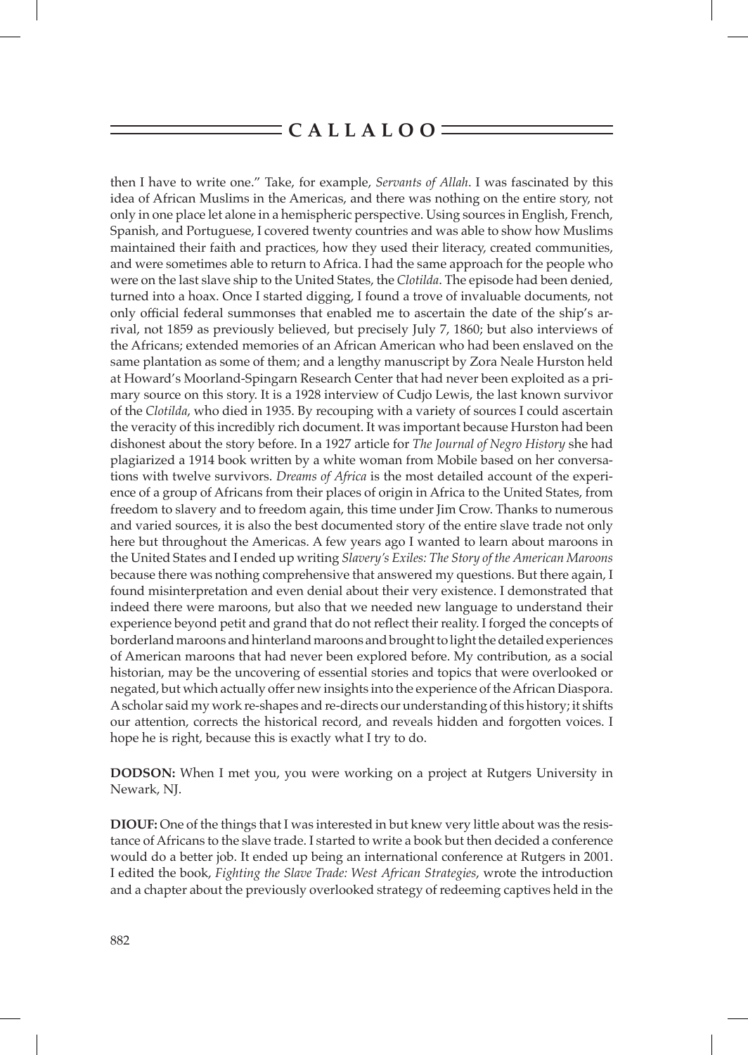then I have to write one." Take, for example, *Servants of Allah*. I was fascinated by this idea of African Muslims in the Americas, and there was nothing on the entire story, not only in one place let alone in a hemispheric perspective. Using sources in English, French, Spanish, and Portuguese, I covered twenty countries and was able to show how Muslims maintained their faith and practices, how they used their literacy, created communities, and were sometimes able to return to Africa. I had the same approach for the people who were on the last slave ship to the United States, the *Clotilda*. The episode had been denied, turned into a hoax. Once I started digging, I found a trove of invaluable documents, not only official federal summonses that enabled me to ascertain the date of the ship's arrival, not 1859 as previously believed, but precisely July 7, 1860; but also interviews of the Africans; extended memories of an African American who had been enslaved on the same plantation as some of them; and a lengthy manuscript by Zora Neale Hurston held at Howard's Moorland-Spingarn Research Center that had never been exploited as a primary source on this story. It is a 1928 interview of Cudjo Lewis, the last known survivor of the *Clotilda*, who died in 1935. By recouping with a variety of sources I could ascertain the veracity of this incredibly rich document. It was important because Hurston had been dishonest about the story before. In a 1927 article for *The Journal of Negro History* she had plagiarized a 1914 book written by a white woman from Mobile based on her conversations with twelve survivors. *Dreams of Africa* is the most detailed account of the experience of a group of Africans from their places of origin in Africa to the United States, from freedom to slavery and to freedom again, this time under Jim Crow. Thanks to numerous and varied sources, it is also the best documented story of the entire slave trade not only here but throughout the Americas. A few years ago I wanted to learn about maroons in the United States and I ended up writing *Slavery's Exiles: The Story of the American Maroons* because there was nothing comprehensive that answered my questions. But there again, I found misinterpretation and even denial about their very existence. I demonstrated that indeed there were maroons, but also that we needed new language to understand their experience beyond petit and grand that do not reflect their reality. I forged the concepts of borderland maroons and hinterland maroons and brought to light the detailed experiences of American maroons that had never been explored before. My contribution, as a social historian, may be the uncovering of essential stories and topics that were overlooked or negated, but which actually offer new insights into the experience of the African Diaspora. A scholar said my work re-shapes and re-directs our understanding of this history; it shifts our attention, corrects the historical record, and reveals hidden and forgotten voices. I hope he is right, because this is exactly what I try to do.

**DODSON:** When I met you, you were working on a project at Rutgers University in Newark, NJ.

**DIOUF:** One of the things that I was interested in but knew very little about was the resistance of Africans to the slave trade. I started to write a book but then decided a conference would do a better job. It ended up being an international conference at Rutgers in 2001. I edited the book, *Fighting the Slave Trade: West African Strategies*, wrote the introduction and a chapter about the previously overlooked strategy of redeeming captives held in the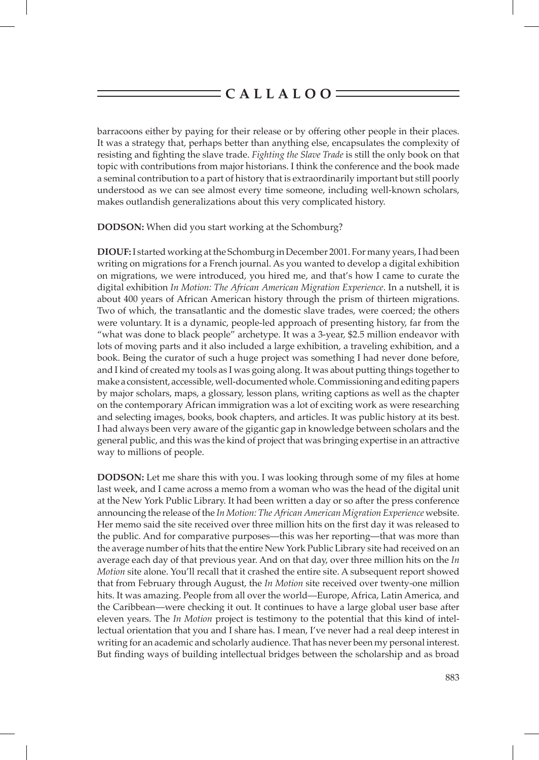barracoons either by paying for their release or by offering other people in their places. It was a strategy that, perhaps better than anything else, encapsulates the complexity of resisting and fighting the slave trade. *Fighting the Slave Trade* is still the only book on that topic with contributions from major historians. I think the conference and the book made a seminal contribution to a part of history that is extraordinarily important but still poorly understood as we can see almost every time someone, including well-known scholars, makes outlandish generalizations about this very complicated history.

**DODSON:** When did you start working at the Schomburg?

**DIOUF:** I started working at the Schomburg in December 2001. For many years, I had been writing on migrations for a French journal. As you wanted to develop a digital exhibition on migrations, we were introduced, you hired me, and that's how I came to curate the digital exhibition *In Motion: The African American Migration Experience*. In a nutshell, it is about 400 years of African American history through the prism of thirteen migrations. Two of which, the transatlantic and the domestic slave trades, were coerced; the others were voluntary. It is a dynamic, people-led approach of presenting history, far from the "what was done to black people" archetype. It was a 3-year, $2.5 million endeavor with lots of moving parts and it also included a large exhibition, a traveling exhibition, and a book. Being the curator of such a huge project was something I had never done before, and I kind of created my tools as I was going along. It was about putting things together to make a consistent, accessible, well-documented whole. Commissioning and editing papers by major scholars, maps, a glossary, lesson plans, writing captions as well as the chapter on the contemporary African immigration was a lot of exciting work as were researching and selecting images, books, book chapters, and articles. It was public history at its best. I had always been very aware of the gigantic gap in knowledge between scholars and the general public, and this was the kind of project that was bringing expertise in an attractive way to millions of people.

**DODSON:** Let me share this with you. I was looking through some of my files at home last week, and I came across a memo from a woman who was the head of the digital unit at the New York Public Library. It had been written a day or so after the press conference announcing the release of the *In Motion: The African American Migration Experience* website. Her memo said the site received over three million hits on the first day it was released to the public. And for comparative purposes—this was her reporting—that was more than the average number of hits that the entire New York Public Library site had received on an average each day of that previous year. And on that day, over three million hits on the *In Motion* site alone. You'll recall that it crashed the entire site. A subsequent report showed that from February through August, the *In Motion* site received over twenty-one million hits. It was amazing. People from all over the world—Europe, Africa, Latin America, and the Caribbean—were checking it out. It continues to have a large global user base after eleven years. The *In Motion* project is testimony to the potential that this kind of intellectual orientation that you and I share has. I mean, I've never had a real deep interest in writing for an academic and scholarly audience. That has never been my personal interest. But finding ways of building intellectual bridges between the scholarship and as broad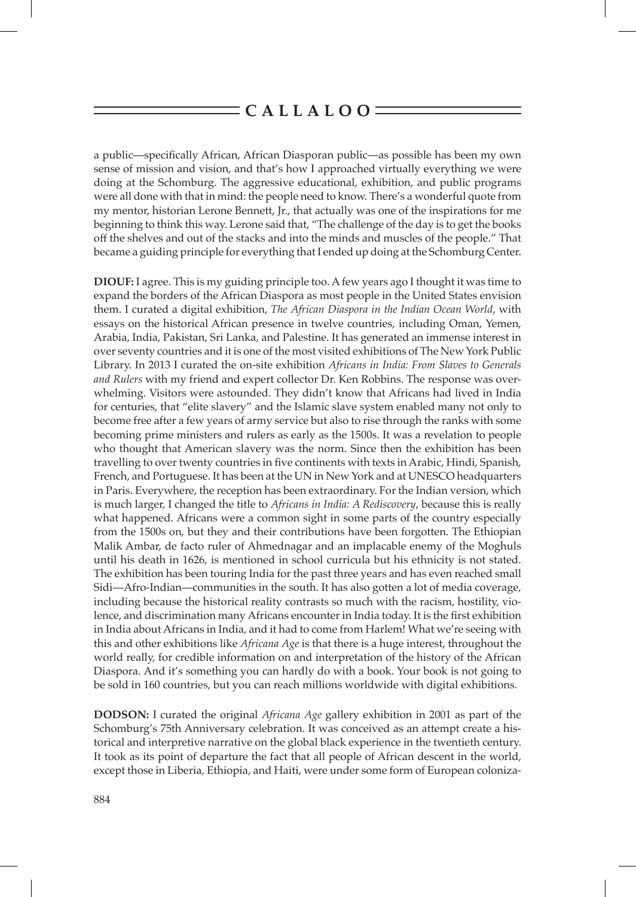a public—specifically African, African Diasporan public—as possible has been my own sense of mission and vision, and that's how I approached virtually everything we were doing at the Schomburg. The aggressive educational, exhibition, and public programs were all done with that in mind: the people need to know. There's a wonderful quote from my mentor, historian Lerone Bennett, Jr., that actually was one of the inspirations for me beginning to think this way. Lerone said that, "The challenge of the day is to get the books off the shelves and out of the stacks and into the minds and muscles of the people." That became a guiding principle for everything that I ended up doing at the Schomburg Center.

**DIOUF:** I agree. This is my guiding principle too. A few years ago I thought it was time to expand the borders of the African Diaspora as most people in the United States envision them. I curated a digital exhibition, *The African Diaspora in the Indian Ocean World*, with essays on the historical African presence in twelve countries, including Oman, Yemen, Arabia, India, Pakistan, Sri Lanka, and Palestine. It has generated an immense interest in over seventy countries and it is one of the most visited exhibitions of The New York Public Library. In 2013 I curated the on-site exhibition *Africans in India: From Slaves to Generals and Rulers* with my friend and expert collector Dr. Ken Robbins. The response was overwhelming. Visitors were astounded. They didn't know that Africans had lived in India for centuries, that "elite slavery" and the Islamic slave system enabled many not only to become free after a few years of army service but also to rise through the ranks with some becoming prime ministers and rulers as early as the 1500s. It was a revelation to people who thought that American slavery was the norm. Since then the exhibition has been travelling to over twenty countries in five continents with texts in Arabic, Hindi, Spanish, French, and Portuguese. It has been at the UN in New York and at UNESCO headquarters in Paris. Everywhere, the reception has been extraordinary. For the Indian version, which is much larger, I changed the title to *Africans in India: A Rediscovery*, because this is really what happened. Africans were a common sight in some parts of the country especially from the 1500s on, but they and their contributions have been forgotten. The Ethiopian Malik Ambar, de facto ruler of Ahmednagar and an implacable enemy of the Moghuls until his death in 1626, is mentioned in school curricula but his ethnicity is not stated. The exhibition has been touring India for the past three years and has even reached small Sidi—Afro-Indian—communities in the south. It has also gotten a lot of media coverage, including because the historical reality contrasts so much with the racism, hostility, violence, and discrimination many Africans encounter in India today. It is the first exhibition in India about Africans in India, and it had to come from Harlem! What we're seeing with this and other exhibitions like *Africana Age* is that there is a huge interest, throughout the world really, for credible information on and interpretation of the history of the African Diaspora. And it's something you can hardly do with a book. Your book is not going to be sold in 160 countries, but you can reach millions worldwide with digital exhibitions.

**DODSON:** I curated the original *Africana Age* gallery exhibition in 2001 as part of the Schomburg's 75th Anniversary celebration. It was conceived as an attempt create a historical and interpretive narrative on the global black experience in the twentieth century. It took as its point of departure the fact that all people of African descent in the world, except those in Liberia, Ethiopia, and Haiti, were under some form of European coloniza-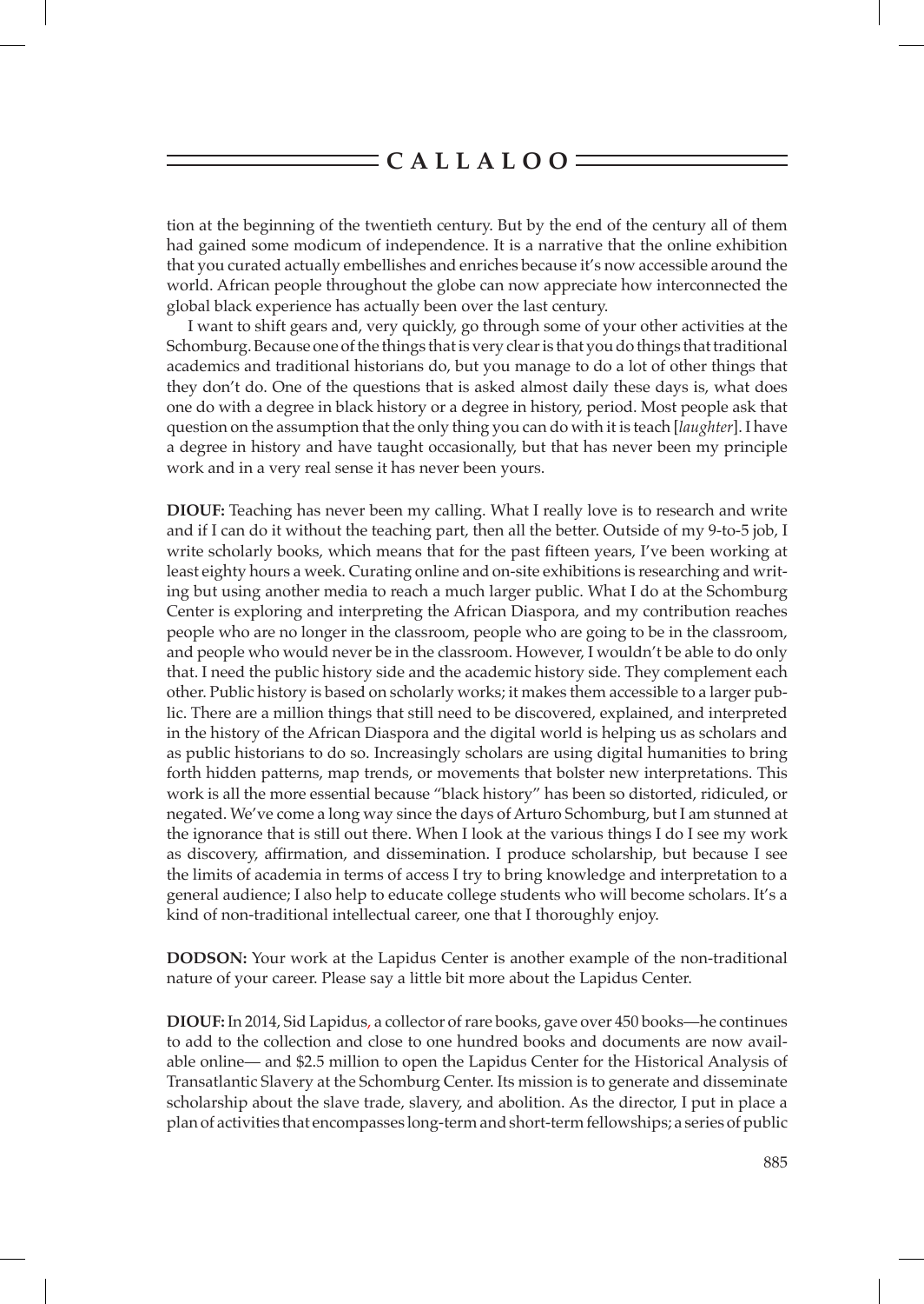tion at the beginning of the twentieth century. But by the end of the century all of them had gained some modicum of independence. It is a narrative that the online exhibition that you curated actually embellishes and enriches because it's now accessible around the world. African people throughout the globe can now appreciate how interconnected the global black experience has actually been over the last century.

I want to shift gears and, very quickly, go through some of your other activities at the Schomburg. Because one of the things that is very clear is that you do things that traditional academics and traditional historians do, but you manage to do a lot of other things that they don't do. One of the questions that is asked almost daily these days is, what does one do with a degree in black history or a degree in history, period. Most people ask that question on the assumption that the only thing you can do with it is teach [*laughter*]. I have a degree in history and have taught occasionally, but that has never been my principle work and in a very real sense it has never been yours.

**DIOUF:** Teaching has never been my calling. What I really love is to research and write and if I can do it without the teaching part, then all the better. Outside of my 9-to-5 job, I write scholarly books, which means that for the past fifteen years, I've been working at least eighty hours a week. Curating online and on-site exhibitions is researching and writing but using another media to reach a much larger public. What I do at the Schomburg Center is exploring and interpreting the African Diaspora, and my contribution reaches people who are no longer in the classroom, people who are going to be in the classroom, and people who would never be in the classroom. However, I wouldn't be able to do only that. I need the public history side and the academic history side. They complement each other. Public history is based on scholarly works; it makes them accessible to a larger public. There are a million things that still need to be discovered, explained, and interpreted in the history of the African Diaspora and the digital world is helping us as scholars and as public historians to do so. Increasingly scholars are using digital humanities to bring forth hidden patterns, map trends, or movements that bolster new interpretations. This work is all the more essential because "black history" has been so distorted, ridiculed, or negated. We've come a long way since the days of Arturo Schomburg, but I am stunned at the ignorance that is still out there. When I look at the various things I do I see my work as discovery, affirmation, and dissemination. I produce scholarship, but because I see the limits of academia in terms of access I try to bring knowledge and interpretation to a general audience; I also help to educate college students who will become scholars. It's a kind of non-traditional intellectual career, one that I thoroughly enjoy.

**DODSON:** Your work at the Lapidus Center is another example of the non-traditional nature of your career. Please say a little bit more about the Lapidus Center.

**DIOUF:** In 2014, Sid Lapidus, a collector of rare books, gave over 450 books—he continues to add to the collection and close to one hundred books and documents are now available online— and $2.5 million to open the Lapidus Center for the Historical Analysis of Transatlantic Slavery at the Schomburg Center. Its mission is to generate and disseminate scholarship about the slave trade, slavery, and abolition. As the director, I put in place a plan of activities that encompasses long-term and short-term fellowships; a series of public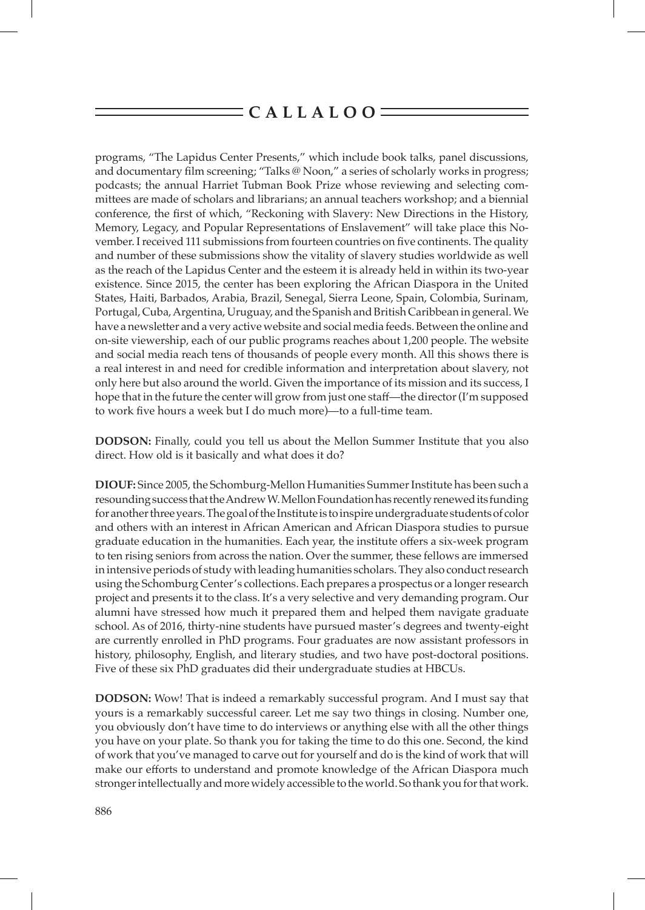programs, "The Lapidus Center Presents," which include book talks, panel discussions, and documentary film screening; "Talks @ Noon," a series of scholarly works in progress; podcasts; the annual Harriet Tubman Book Prize whose reviewing and selecting committees are made of scholars and librarians; an annual teachers workshop; and a biennial conference, the first of which, "Reckoning with Slavery: New Directions in the History, Memory, Legacy, and Popular Representations of Enslavement" will take place this November. I received 111 submissions from fourteen countries on five continents. The quality and number of these submissions show the vitality of slavery studies worldwide as well as the reach of the Lapidus Center and the esteem it is already held in within its two-year existence. Since 2015, the center has been exploring the African Diaspora in the United States, Haiti, Barbados, Arabia, Brazil, Senegal, Sierra Leone, Spain, Colombia, Surinam, Portugal, Cuba, Argentina, Uruguay, and the Spanish and British Caribbean in general. We have a newsletter and a very active website and social media feeds. Between the online and on-site viewership, each of our public programs reaches about 1,200 people. The website and social media reach tens of thousands of people every month. All this shows there is a real interest in and need for credible information and interpretation about slavery, not only here but also around the world. Given the importance of its mission and its success, I hope that in the future the center will grow from just one staff—the director (I'm supposed to work five hours a week but I do much more)—to a full-time team.

**DODSON:** Finally, could you tell us about the Mellon Summer Institute that you also direct. How old is it basically and what does it do?

**DIOUF:** Since 2005, the Schomburg-Mellon Humanities Summer Institute has been such a resounding success that the Andrew W. Mellon Foundation has recently renewed its funding for another three years. The goal of the Institute is to inspire undergraduate students of color and others with an interest in African American and African Diaspora studies to pursue graduate education in the humanities. Each year, the institute offers a six-week program to ten rising seniors from across the nation. Over the summer, these fellows are immersed in intensive periods of study with leading humanities scholars. They also conduct research using the Schomburg Center's collections. Each prepares a prospectus or a longer research project and presents it to the class. It's a very selective and very demanding program. Our alumni have stressed how much it prepared them and helped them navigate graduate school. As of 2016, thirty-nine students have pursued master's degrees and twenty-eight are currently enrolled in PhD programs. Four graduates are now assistant professors in history, philosophy, English, and literary studies, and two have post-doctoral positions. Five of these six PhD graduates did their undergraduate studies at HBCUs.

**DODSON:** Wow! That is indeed a remarkably successful program. And I must say that yours is a remarkably successful career. Let me say two things in closing. Number one, you obviously don't have time to do interviews or anything else with all the other things you have on your plate. So thank you for taking the time to do this one. Second, the kind of work that you've managed to carve out for yourself and do is the kind of work that will make our efforts to understand and promote knowledge of the African Diaspora much stronger intellectually and more widely accessible to the world. So thank you for that work.